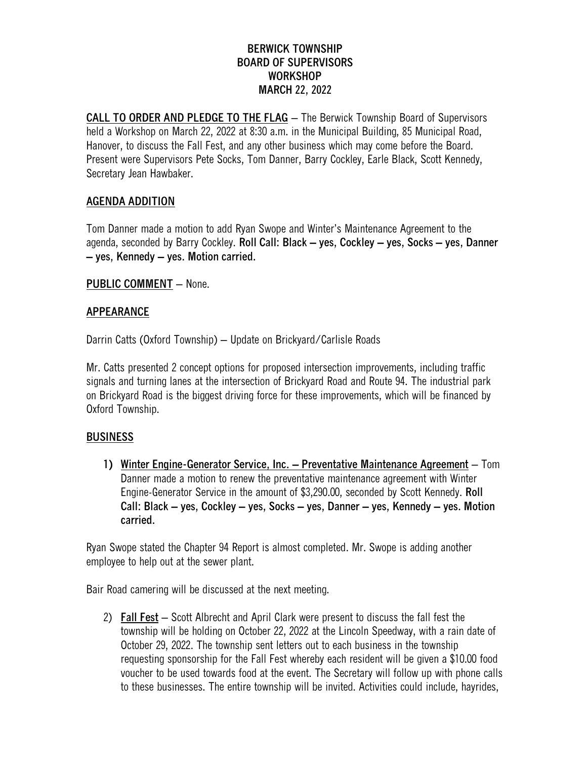# BERWICK TOWNSHIP
# BOARD OF SUPERVISORS
# WORKSHOP
# MARCH 22, 2022

**CALL TO ORDER AND PLEDGE TO THE FLAG** – The Berwick Township Board of Supervisors held a Workshop on March 22, 2022 at 8:30 a.m. in the Municipal Building, 85 Municipal Road, Hanover, to discuss the Fall Fest, and any other business which may come before the Board. Present were Supervisors Pete Socks, Tom Danner, Barry Cockley, Earle Black, Scott Kennedy, Secretary Jean Hawbaker.

## AGENDA ADDITION

Tom Danner made a motion to add Ryan Swope and Winter's Maintenance Agreement to the agenda, seconded by Barry Cockley. **Roll Call: Black – yes, Cockley – yes, Socks – yes, Danner – yes, Kennedy – yes. Motion carried.**

**PUBLIC COMMENT** – None.

## APPEARANCE

Darrin Catts (Oxford Township) – Update on Brickyard/Carlisle Roads

Mr. Catts presented 2 concept options for proposed intersection improvements, including traffic signals and turning lanes at the intersection of Brickyard Road and Route 94. The industrial park on Brickyard Road is the biggest driving force for these improvements, which will be financed by Oxford Township.

## BUSINESS

1) **Winter Engine-Generator Service, Inc. – Preventative Maintenance Agreement** – Tom Danner made a motion to renew the preventative maintenance agreement with Winter Engine-Generator Service in the amount of $3,290.00, seconded by Scott Kennedy. **Roll Call: Black – yes, Cockley – yes, Socks – yes, Danner – yes, Kennedy – yes. Motion carried.**

Ryan Swope stated the Chapter 94 Report is almost completed. Mr. Swope is adding another employee to help out at the sewer plant.

Bair Road camering will be discussed at the next meeting.

2) **Fall Fest** – Scott Albrecht and April Clark were present to discuss the fall fest the township will be holding on October 22, 2022 at the Lincoln Speedway, with a rain date of October 29, 2022. The township sent letters out to each business in the township requesting sponsorship for the Fall Fest whereby each resident will be given a $10.00 food voucher to be used towards food at the event. The Secretary will follow up with phone calls to these businesses. The entire township will be invited. Activities could include, hayrides,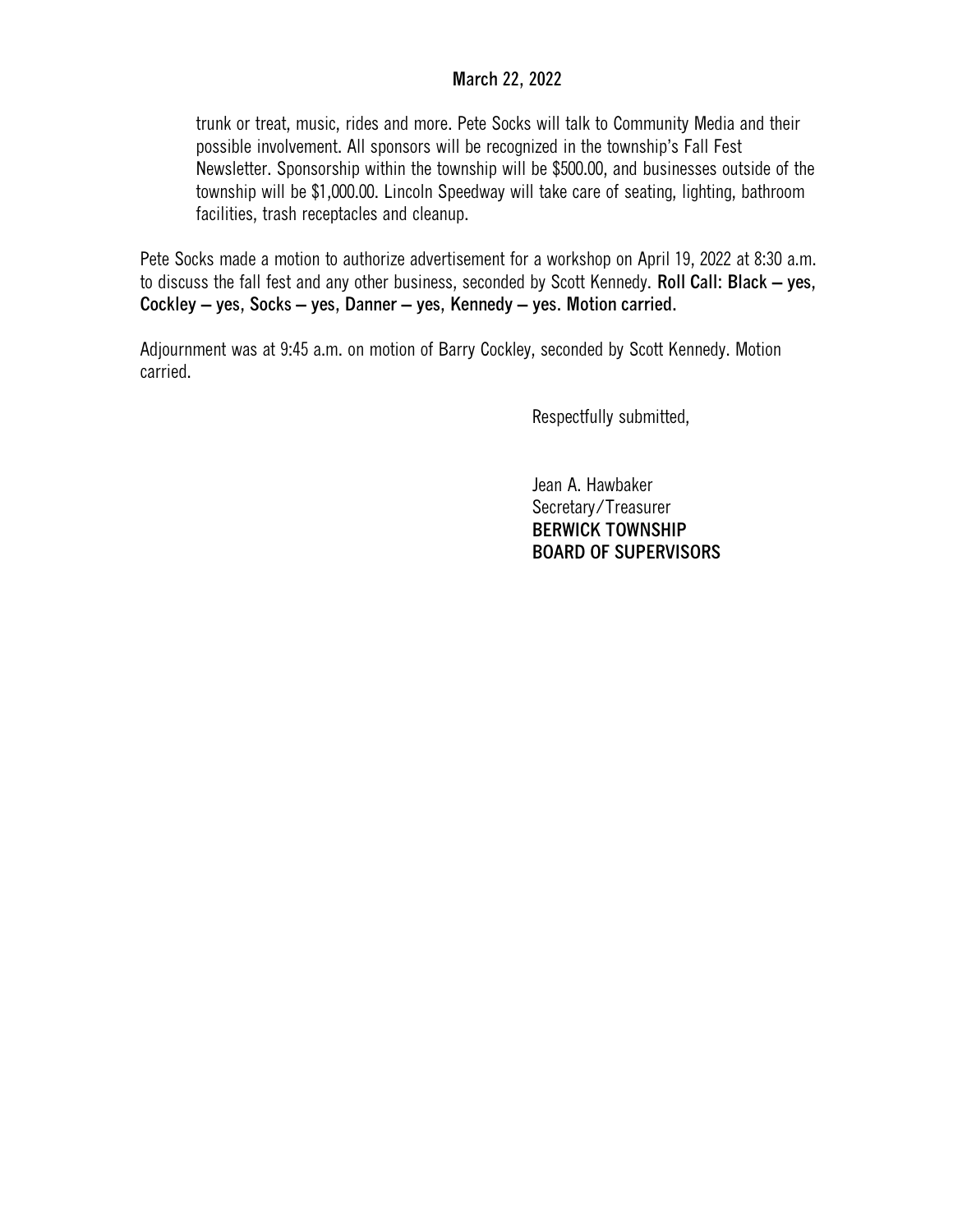trunk or treat, music, rides and more. Pete Socks will talk to Community Media and their possible involvement. All sponsors will be recognized in the township's Fall Fest Newsletter. Sponsorship within the township will be $500.00, and businesses outside of the township will be $1,000.00. Lincoln Speedway will take care of seating, lighting, bathroom facilities, trash receptacles and cleanup.

Pete Socks made a motion to authorize advertisement for a workshop on April 19, 2022 at 8:30 a.m. to discuss the fall fest and any other business, seconded by Scott Kennedy. **Roll Call: Black – yes, Cockley – yes, Socks – yes, Danner – yes, Kennedy – yes. Motion carried.**

Adjournment was at 9:45 a.m. on motion of Barry Cockley, seconded by Scott Kennedy. Motion carried.

Respectfully submitted,

Jean A. Hawbaker  
Secretary/Treasurer  
**BERWICK TOWNSHIP**  
**BOARD OF SUPERVISORS**